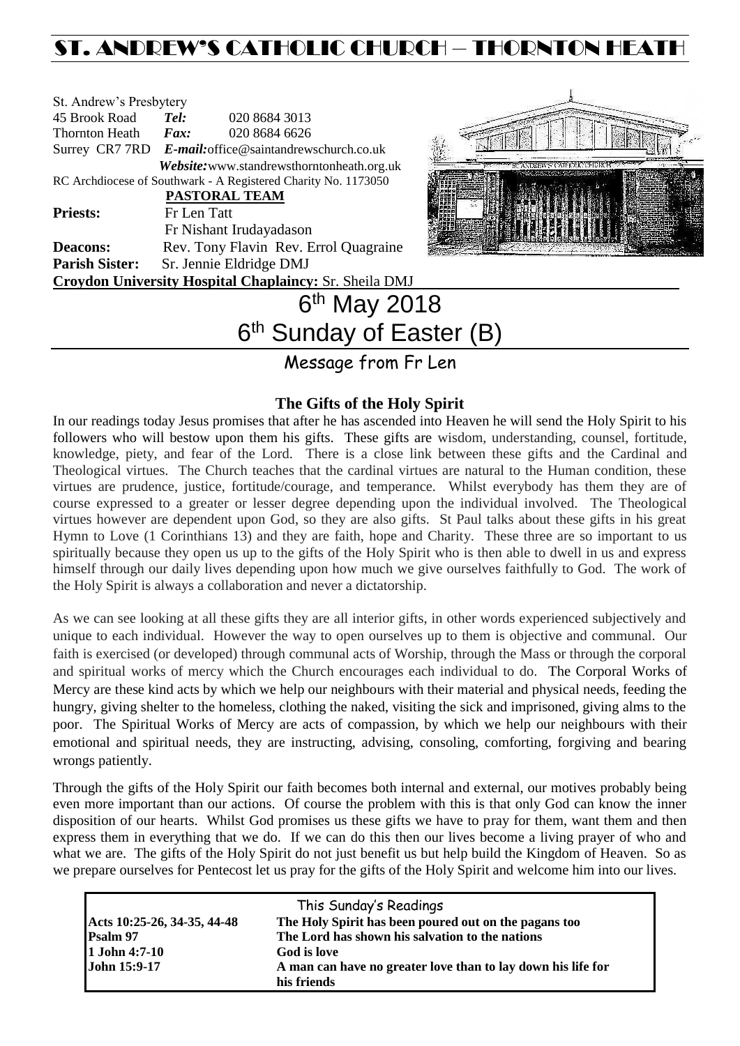# ST. ANDREW'S CATHOLIC CHURCH – THORNTON HEATH

St. Andrew's Presbytery
45 Brook Road *Tel:* 020 8684 3013
Thornton Heath *Fax:* 020 8684 6626
Surrey CR7 7RD *E-mail:*office@saintandrewschurch.co.uk
*Website:*www.standrewsthorntonheath.org.uk
RC Archdiocese of Southwark - A Registered Charity No. 1173050

**PASTORAL TEAM**

**Priests:** Fr Len Tatt
Fr Nishant Irudayadason
**Deacons:** Rev. Tony Flavin Rev. Errol Quagraine
**Parish Sister:** Sr. Jennie Eldridge DMJ
**Croydon University Hospital Chaplaincy:** Sr. Sheila DMJ

# 6th May 2018
# 6th Sunday of Easter (B)

## Message from Fr Len

### The Gifts of the Holy Spirit

In our readings today Jesus promises that after he has ascended into Heaven he will send the Holy Spirit to his followers who will bestow upon them his gifts. These gifts are wisdom, understanding, counsel, fortitude, knowledge, piety, and fear of the Lord. There is a close link between these gifts and the Cardinal and Theological virtues. The Church teaches that the cardinal virtues are natural to the Human condition, these virtues are prudence, justice, fortitude/courage, and temperance. Whilst everybody has them they are of course expressed to a greater or lesser degree depending upon the individual involved. The Theological virtues however are dependent upon God, so they are also gifts. St Paul talks about these gifts in his great Hymn to Love (1 Corinthians 13) and they are faith, hope and Charity. These three are so important to us spiritually because they open us up to the gifts of the Holy Spirit who is then able to dwell in us and express himself through our daily lives depending upon how much we give ourselves faithfully to God. The work of the Holy Spirit is always a collaboration and never a dictatorship.

As we can see looking at all these gifts they are all interior gifts, in other words experienced subjectively and unique to each individual. However the way to open ourselves up to them is objective and communal. Our faith is exercised (or developed) through communal acts of Worship, through the Mass or through the corporal and spiritual works of mercy which the Church encourages each individual to do. The Corporal Works of Mercy are these kind acts by which we help our neighbours with their material and physical needs, feeding the hungry, giving shelter to the homeless, clothing the naked, visiting the sick and imprisoned, giving alms to the poor. The Spiritual Works of Mercy are acts of compassion, by which we help our neighbours with their emotional and spiritual needs, they are instructing, advising, consoling, comforting, forgiving and bearing wrongs patiently.

Through the gifts of the Holy Spirit our faith becomes both internal and external, our motives probably being even more important than our actions. Of course the problem with this is that only God can know the inner disposition of our hearts. Whilst God promises us these gifts we have to pray for them, want them and then express them in everything that we do. If we can do this then our lives become a living prayer of who and what we are. The gifts of the Holy Spirit do not just benefit us but help build the Kingdom of Heaven. So as we prepare ourselves for Pentecost let us pray for the gifts of the Holy Spirit and welcome him into our lives.

This Sunday's Readings

| | |
|---|---|
| **Acts 10:25-26, 34-35, 44-48** | **The Holy Spirit has been poured out on the pagans too** |
| **Psalm 97** | **The Lord has shown his salvation to the nations** |
| **1 John 4:7-10** | **God is love** |
| **John 15:9-17** | **A man can have no greater love than to lay down his life for his friends** |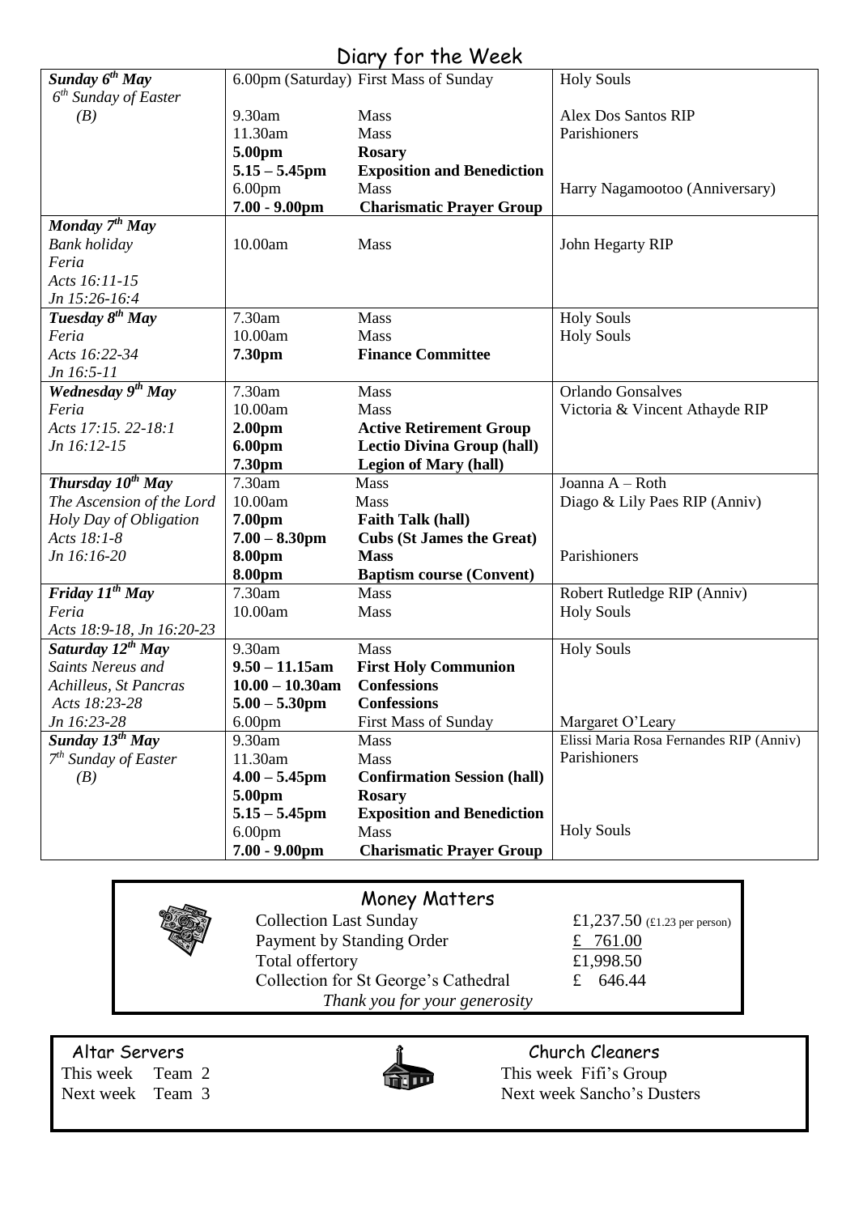# Diary for the Week

| | | | |
|---|---|---|---|
| ***Sunday 6th May*** *6th Sunday of Easter (B)* | 6.00pm (Saturday) | First Mass of Sunday | Holy Souls |
| | 9.30am | Mass | Alex Dos Santos RIP |
| | 11.30am | Mass | Parishioners |
| | **5.00pm** | **Rosary** | |
| | **5.15 – 5.45pm** | **Exposition and Benediction** | |
| | 6.00pm | Mass | Harry Nagamootoo (Anniversary) |
| | **7.00 - 9.00pm** | **Charismatic Prayer Group** | |
| ***Monday 7th May*** *Bank holiday* *Feria* *Acts 16:11-15* *Jn 15:26-16:4* | 10.00am | Mass | John Hegarty RIP |
| ***Tuesday 8th May*** *Feria* *Acts 16:22-34* *Jn 16:5-11* | 7.30am | Mass | Holy Souls |
| | 10.00am | Mass | Holy Souls |
| | **7.30pm** | **Finance Committee** | |
| ***Wednesday 9th May*** *Feria* *Acts 17:15. 22-18:1* *Jn 16:12-15* | 7.30am | Mass | Orlando Gonsalves |
| | 10.00am | Mass | Victoria & Vincent Athayde RIP |
| | **2.00pm** | **Active Retirement Group** | |
| | **6.00pm** | **Lectio Divina Group (hall)** | |
| | **7.30pm** | **Legion of Mary (hall)** | |
| ***Thursday 10th May*** *The Ascension of the Lord* *Holy Day of Obligation* *Acts 18:1-8* *Jn 16:16-20* | 7.30am | Mass | Joanna A – Roth |
| | 10.00am | Mass | Diago & Lily Paes RIP (Anniv) |
| | **7.00pm** | **Faith Talk (hall)** | |
| | **7.00 – 8.30pm** | **Cubs (St James the Great)** | |
| | **8.00pm** | **Mass** | Parishioners |
| | **8.00pm** | **Baptism course (Convent)** | |
| ***Friday 11th May*** *Feria* *Acts 18:9-18, Jn 16:20-23* | 7.30am | Mass | Robert Rutledge RIP (Anniv) |
| | 10.00am | Mass | Holy Souls |
| ***Saturday 12th May*** *Saints Nereus and Achilleus, St Pancras* *Acts 18:23-28* *Jn 16:23-28* | 9.30am | Mass | Holy Souls |
| | **9.50 – 11.15am** | **First Holy Communion** | |
| | **10.00 – 10.30am** | **Confessions** | |
| | **5.00 – 5.30pm** | **Confessions** | |
| | 6.00pm | First Mass of Sunday | Margaret O'Leary |
| ***Sunday 13th May*** *7th Sunday of Easter (B)* | 9.30am | Mass | Elissi Maria Rosa Fernandes RIP (Anniv) |
| | 11.30am | Mass | Parishioners |
| | **4.00 – 5.45pm** | **Confirmation Session (hall)** | |
| | **5.00pm** | **Rosary** | |
| | **5.15 – 5.45pm** | **Exposition and Benediction** | |
| | 6.00pm | Mass | Holy Souls |
| | **7.00 - 9.00pm** | **Charismatic Prayer Group** | |

## Money Matters

| | |
|---|---|
| Collection Last Sunday | £1,237.50 (£1.23 per person) |
| Payment by Standing Order | £ 761.00 |
| Total offertory | £1,998.50 |
| Collection for St George's Cathedral | £ 646.44 |

*Thank you for your generosity*

## Altar Servers

This week Team 2
Next week Team 3

## Church Cleaners

This week Fifi's Group
Next week Sancho's Dusters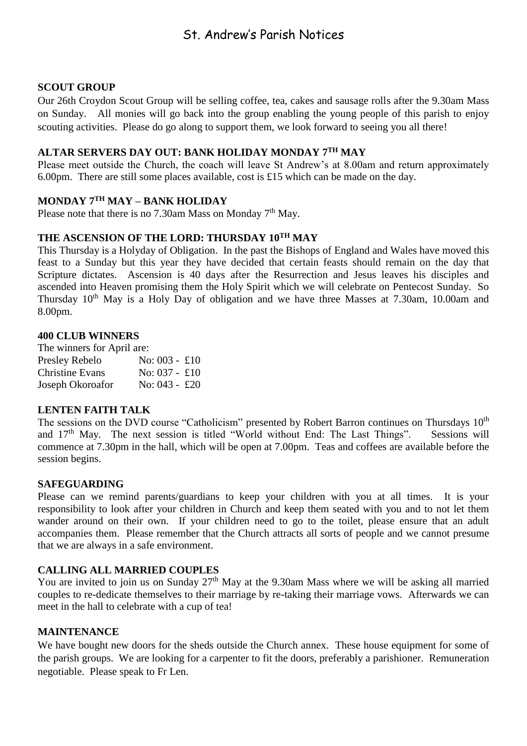# St. Andrew's Parish Notices

## SCOUT GROUP

Our 26th Croydon Scout Group will be selling coffee, tea, cakes and sausage rolls after the 9.30am Mass on Sunday. All monies will go back into the group enabling the young people of this parish to enjoy scouting activities. Please do go along to support them, we look forward to seeing you all there!

## ALTAR SERVERS DAY OUT: BANK HOLIDAY MONDAY 7TH MAY

Please meet outside the Church, the coach will leave St Andrew's at 8.00am and return approximately 6.00pm. There are still some places available, cost is £15 which can be made on the day.

## MONDAY 7TH MAY – BANK HOLIDAY

Please note that there is no 7.30am Mass on Monday 7th May.

## THE ASCENSION OF THE LORD: THURSDAY 10TH MAY

This Thursday is a Holyday of Obligation. In the past the Bishops of England and Wales have moved this feast to a Sunday but this year they have decided that certain feasts should remain on the day that Scripture dictates. Ascension is 40 days after the Resurrection and Jesus leaves his disciples and ascended into Heaven promising them the Holy Spirit which we will celebrate on Pentecost Sunday. So Thursday 10th May is a Holy Day of obligation and we have three Masses at 7.30am, 10.00am and 8.00pm.

## 400 CLUB WINNERS

The winners for April are:

| | |
|---|---|
| Presley Rebelo | No: 003 - £10 |
| Christine Evans | No: 037 - £10 |
| Joseph Okoroafor | No: 043 - £20 |

## LENTEN FAITH TALK

The sessions on the DVD course "Catholicism" presented by Robert Barron continues on Thursdays 10th and 17th May. The next session is titled "World without End: The Last Things". Sessions will commence at 7.30pm in the hall, which will be open at 7.00pm. Teas and coffees are available before the session begins.

## SAFEGUARDING

Please can we remind parents/guardians to keep your children with you at all times. It is your responsibility to look after your children in Church and keep them seated with you and to not let them wander around on their own. If your children need to go to the toilet, please ensure that an adult accompanies them. Please remember that the Church attracts all sorts of people and we cannot presume that we are always in a safe environment.

## CALLING ALL MARRIED COUPLES

You are invited to join us on Sunday 27th May at the 9.30am Mass where we will be asking all married couples to re-dedicate themselves to their marriage by re-taking their marriage vows. Afterwards we can meet in the hall to celebrate with a cup of tea!

## MAINTENANCE

We have bought new doors for the sheds outside the Church annex. These house equipment for some of the parish groups. We are looking for a carpenter to fit the doors, preferably a parishioner. Remuneration negotiable. Please speak to Fr Len.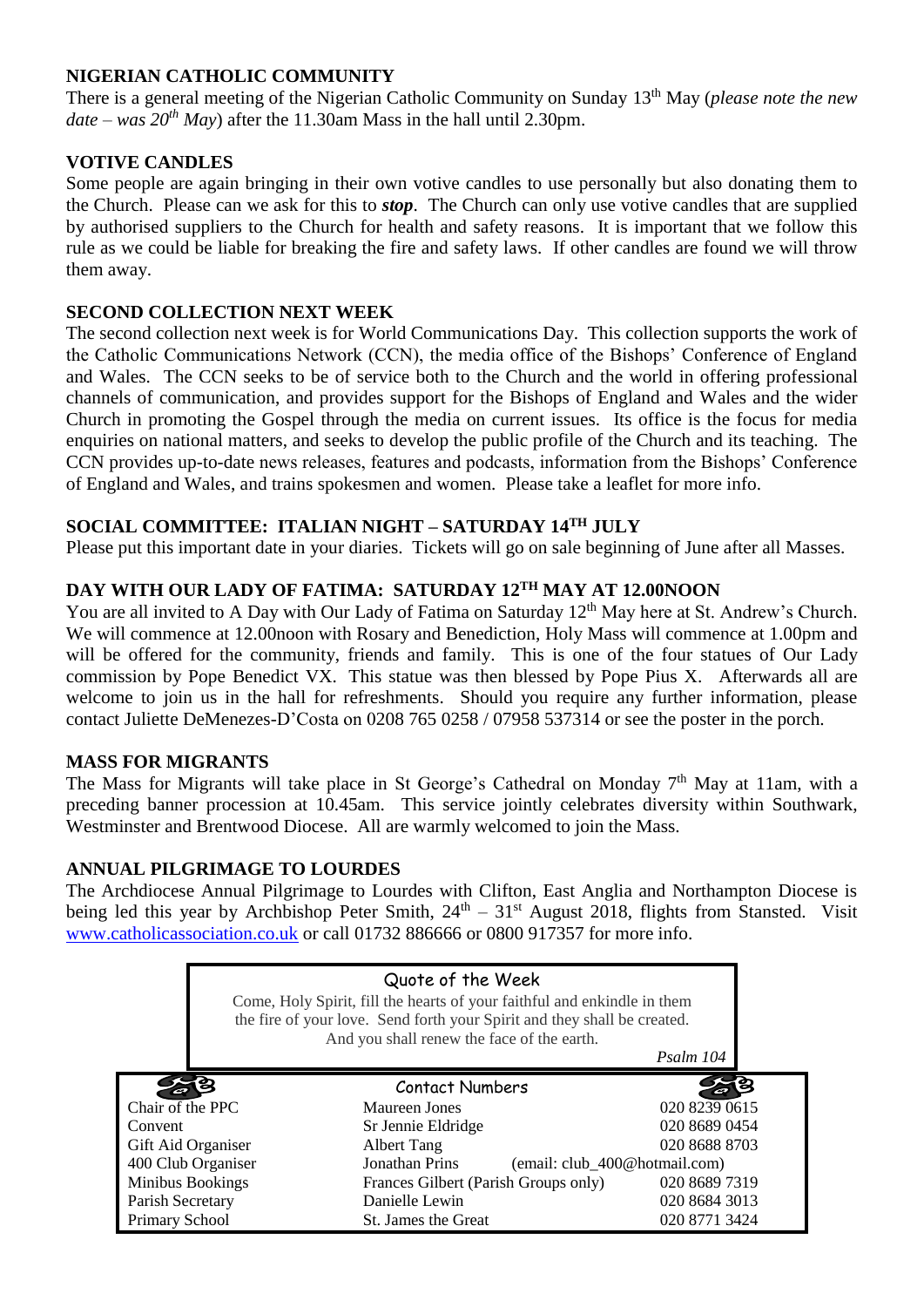## NIGERIAN CATHOLIC COMMUNITY

There is a general meeting of the Nigerian Catholic Community on Sunday 13th May (*please note the new date – was 20th May*) after the 11.30am Mass in the hall until 2.30pm.

## VOTIVE CANDLES

Some people are again bringing in their own votive candles to use personally but also donating them to the Church. Please can we ask for this to ***stop***. The Church can only use votive candles that are supplied by authorised suppliers to the Church for health and safety reasons. It is important that we follow this rule as we could be liable for breaking the fire and safety laws. If other candles are found we will throw them away.

## SECOND COLLECTION NEXT WEEK

The second collection next week is for World Communications Day. This collection supports the work of the Catholic Communications Network (CCN), the media office of the Bishops' Conference of England and Wales. The CCN seeks to be of service both to the Church and the world in offering professional channels of communication, and provides support for the Bishops of England and Wales and the wider Church in promoting the Gospel through the media on current issues. Its office is the focus for media enquiries on national matters, and seeks to develop the public profile of the Church and its teaching. The CCN provides up-to-date news releases, features and podcasts, information from the Bishops' Conference of England and Wales, and trains spokesmen and women. Please take a leaflet for more info.

## SOCIAL COMMITTEE: ITALIAN NIGHT – SATURDAY 14TH JULY

Please put this important date in your diaries. Tickets will go on sale beginning of June after all Masses.

## DAY WITH OUR LADY OF FATIMA: SATURDAY 12TH MAY AT 12.00NOON

You are all invited to A Day with Our Lady of Fatima on Saturday 12th May here at St. Andrew's Church. We will commence at 12.00noon with Rosary and Benediction, Holy Mass will commence at 1.00pm and will be offered for the community, friends and family. This is one of the four statues of Our Lady commission by Pope Benedict VX. This statue was then blessed by Pope Pius X. Afterwards all are welcome to join us in the hall for refreshments. Should you require any further information, please contact Juliette DeMenezes-D'Costa on 0208 765 0258 / 07958 537314 or see the poster in the porch.

## MASS FOR MIGRANTS

The Mass for Migrants will take place in St George's Cathedral on Monday 7th May at 11am, with a preceding banner procession at 10.45am. This service jointly celebrates diversity within Southwark, Westminster and Brentwood Diocese. All are warmly welcomed to join the Mass.

## ANNUAL PILGRIMAGE TO LOURDES

The Archdiocese Annual Pilgrimage to Lourdes with Clifton, East Anglia and Northampton Diocese is being led this year by Archbishop Peter Smith, 24th – 31st August 2018, flights from Stansted. Visit www.catholicassociation.co.uk or call 01732 886666 or 0800 917357 for more info.

**Quote of the Week**

Come, Holy Spirit, fill the hearts of your faithful and enkindle in them the fire of your love. Send forth your Spirit and they shall be created. And you shall renew the face of the earth.

*Psalm 104*

**Contact Numbers**

| | | |
|---|---|---|
| Chair of the PPC | Maureen Jones | 020 8239 0615 |
| Convent | Sr Jennie Eldridge | 020 8689 0454 |
| Gift Aid Organiser | Albert Tang | 020 8688 8703 |
| 400 Club Organiser | Jonathan Prins (email: club_400@hotmail.com) | |
| Minibus Bookings | Frances Gilbert (Parish Groups only) | 020 8689 7319 |
| Parish Secretary | Danielle Lewin | 020 8684 3013 |
| Primary School | St. James the Great | 020 8771 3424 |